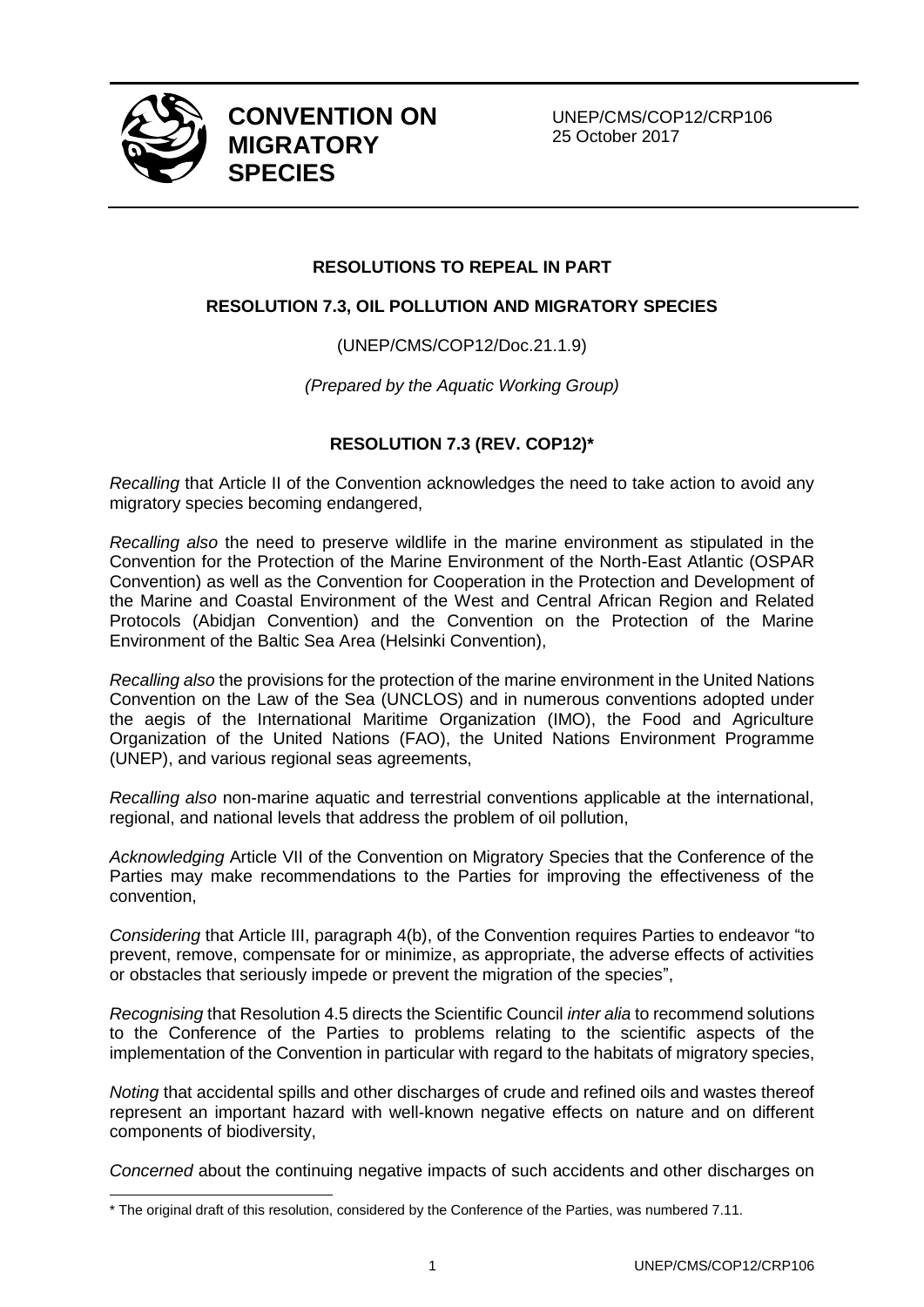**CONVENTION ON MIGRATORY SPECIES**

UNEP/CMS/COP12/CRP106
25 October 2017

**RESOLUTIONS TO REPEAL IN PART**

**RESOLUTION 7.3, OIL POLLUTION AND MIGRATORY SPECIES**

(UNEP/CMS/COP12/Doc.21.1.9)

*(Prepared by the Aquatic Working Group)*

**RESOLUTION 7.3 (REV. COP12)***

*Recalling* that Article II of the Convention acknowledges the need to take action to avoid any migratory species becoming endangered,

*Recalling also* the need to preserve wildlife in the marine environment as stipulated in the Convention for the Protection of the Marine Environment of the North-East Atlantic (OSPAR Convention) as well as the Convention for Cooperation in the Protection and Development of the Marine and Coastal Environment of the West and Central African Region and Related Protocols (Abidjan Convention) and the Convention on the Protection of the Marine Environment of the Baltic Sea Area (Helsinki Convention),

*Recalling also* the provisions for the protection of the marine environment in the United Nations Convention on the Law of the Sea (UNCLOS) and in numerous conventions adopted under the aegis of the International Maritime Organization (IMO), the Food and Agriculture Organization of the United Nations (FAO), the United Nations Environment Programme (UNEP), and various regional seas agreements,

*Recalling also* non-marine aquatic and terrestrial conventions applicable at the international, regional, and national levels that address the problem of oil pollution,

*Acknowledging* Article VII of the Convention on Migratory Species that the Conference of the Parties may make recommendations to the Parties for improving the effectiveness of the convention,

*Considering* that Article III, paragraph 4(b), of the Convention requires Parties to endeavor "to prevent, remove, compensate for or minimize, as appropriate, the adverse effects of activities or obstacles that seriously impede or prevent the migration of the species",

*Recognising* that Resolution 4.5 directs the Scientific Council *inter alia* to recommend solutions to the Conference of the Parties to problems relating to the scientific aspects of the implementation of the Convention in particular with regard to the habitats of migratory species,

*Noting* that accidental spills and other discharges of crude and refined oils and wastes thereof represent an important hazard with well-known negative effects on nature and on different components of biodiversity,

*Concerned* about the continuing negative impacts of such accidents and other discharges on

\* The original draft of this resolution, considered by the Conference of the Parties, was numbered 7.11.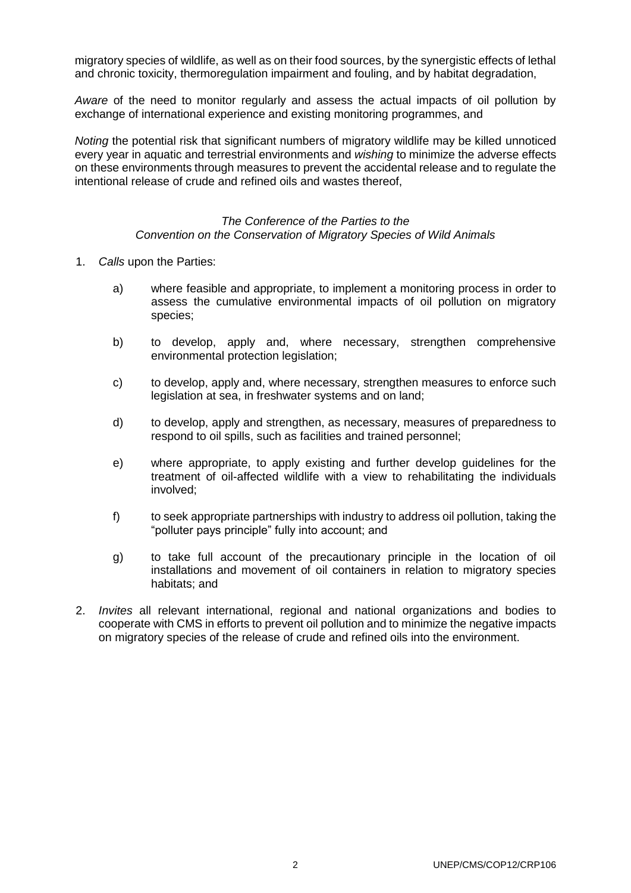migratory species of wildlife, as well as on their food sources, by the synergistic effects of lethal and chronic toxicity, thermoregulation impairment and fouling, and by habitat degradation,

*Aware* of the need to monitor regularly and assess the actual impacts of oil pollution by exchange of international experience and existing monitoring programmes, and

*Noting* the potential risk that significant numbers of migratory wildlife may be killed unnoticed every year in aquatic and terrestrial environments and *wishing* to minimize the adverse effects on these environments through measures to prevent the accidental release and to regulate the intentional release of crude and refined oils and wastes thereof,

*The Conference of the Parties to the*
*Convention on the Conservation of Migratory Species of Wild Animals*

1. *Calls* upon the Parties:

   a) where feasible and appropriate, to implement a monitoring process in order to assess the cumulative environmental impacts of oil pollution on migratory species;

   b) to develop, apply and, where necessary, strengthen comprehensive environmental protection legislation;

   c) to develop, apply and, where necessary, strengthen measures to enforce such legislation at sea, in freshwater systems and on land;

   d) to develop, apply and strengthen, as necessary, measures of preparedness to respond to oil spills, such as facilities and trained personnel;

   e) where appropriate, to apply existing and further develop guidelines for the treatment of oil-affected wildlife with a view to rehabilitating the individuals involved;

   f) to seek appropriate partnerships with industry to address oil pollution, taking the "polluter pays principle" fully into account; and

   g) to take full account of the precautionary principle in the location of oil installations and movement of oil containers in relation to migratory species habitats; and

2. *Invites* all relevant international, regional and national organizations and bodies to cooperate with CMS in efforts to prevent oil pollution and to minimize the negative impacts on migratory species of the release of crude and refined oils into the environment.